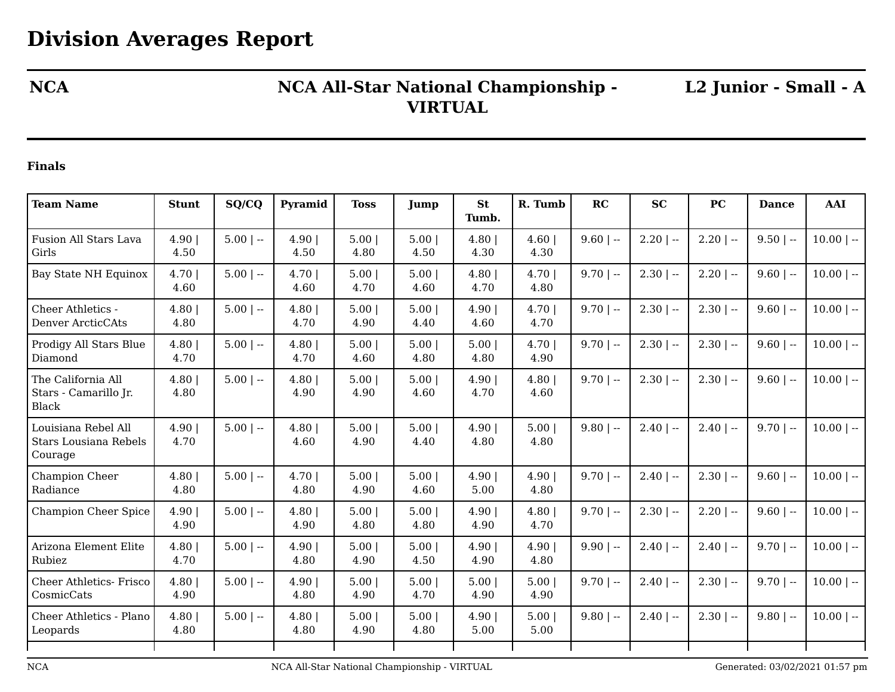# Division Averages Report

**NCA** | **NCA All-Star National Championship - VIRTUAL** | **L2 Junior - Small - A**

**Finals**

| Team Name | Stunt | SQ/CQ | Pyramid | Toss | Jump | St Tumb. | R. Tumb | RC | SC | PC | Dance | AAI |
|---|---|---|---|---|---|---|---|---|---|---|---|---|
| Fusion All Stars Lava Girls | 4.90 \| 4.50 | 5.00 \| -- | 4.90 \| 4.50 | 5.00 \| 4.80 | 5.00 \| 4.50 | 4.80 \| 4.30 | 4.60 \| 4.30 | 9.60 \| -- | 2.20 \| -- | 2.20 \| -- | 9.50 \| -- | 10.00 \| -- |
| Bay State NH Equinox | 4.70 \| 4.60 | 5.00 \| -- | 4.70 \| 4.60 | 5.00 \| 4.70 | 5.00 \| 4.60 | 4.80 \| 4.70 | 4.70 \| 4.80 | 9.70 \| -- | 2.30 \| -- | 2.20 \| -- | 9.60 \| -- | 10.00 \| -- |
| Cheer Athletics - Denver ArcticCAts | 4.80 \| 4.80 | 5.00 \| -- | 4.80 \| 4.70 | 5.00 \| 4.90 | 5.00 \| 4.40 | 4.90 \| 4.60 | 4.70 \| 4.70 | 9.70 \| -- | 2.30 \| -- | 2.30 \| -- | 9.60 \| -- | 10.00 \| -- |
| Prodigy All Stars Blue Diamond | 4.80 \| 4.70 | 5.00 \| -- | 4.80 \| 4.70 | 5.00 \| 4.60 | 5.00 \| 4.80 | 5.00 \| 4.80 | 4.70 \| 4.90 | 9.70 \| -- | 2.30 \| -- | 2.30 \| -- | 9.60 \| -- | 10.00 \| -- |
| The California All Stars - Camarillo Jr. Black | 4.80 \| 4.80 | 5.00 \| -- | 4.80 \| 4.90 | 5.00 \| 4.90 | 5.00 \| 4.60 | 4.90 \| 4.70 | 4.80 \| 4.60 | 9.70 \| -- | 2.30 \| -- | 2.30 \| -- | 9.60 \| -- | 10.00 \| -- |
| Louisiana Rebel All Stars Lousiana Rebels Courage | 4.90 \| 4.70 | 5.00 \| -- | 4.80 \| 4.60 | 5.00 \| 4.90 | 5.00 \| 4.40 | 4.90 \| 4.80 | 5.00 \| 4.80 | 9.80 \| -- | 2.40 \| -- | 2.40 \| -- | 9.70 \| -- | 10.00 \| -- |
| Champion Cheer Radiance | 4.80 \| 4.80 | 5.00 \| -- | 4.70 \| 4.80 | 5.00 \| 4.90 | 5.00 \| 4.60 | 4.90 \| 5.00 | 4.90 \| 4.80 | 9.70 \| -- | 2.40 \| -- | 2.30 \| -- | 9.60 \| -- | 10.00 \| -- |
| Champion Cheer Spice | 4.90 \| 4.90 | 5.00 \| -- | 4.80 \| 4.90 | 5.00 \| 4.80 | 5.00 \| 4.80 | 4.90 \| 4.90 | 4.80 \| 4.70 | 9.70 \| -- | 2.30 \| -- | 2.20 \| -- | 9.60 \| -- | 10.00 \| -- |
| Arizona Element Elite Rubiez | 4.80 \| 4.70 | 5.00 \| -- | 4.90 \| 4.80 | 5.00 \| 4.90 | 5.00 \| 4.50 | 4.90 \| 4.90 | 4.90 \| 4.80 | 9.90 \| -- | 2.40 \| -- | 2.40 \| -- | 9.70 \| -- | 10.00 \| -- |
| Cheer Athletics- Frisco CosmicCats | 4.80 \| 4.90 | 5.00 \| -- | 4.90 \| 4.80 | 5.00 \| 4.90 | 5.00 \| 4.70 | 5.00 \| 4.90 | 5.00 \| 4.90 | 9.70 \| -- | 2.40 \| -- | 2.30 \| -- | 9.70 \| -- | 10.00 \| -- |
| Cheer Athletics - Plano Leopards | 4.80 \| 4.80 | 5.00 \| -- | 4.80 \| 4.80 | 5.00 \| 4.90 | 5.00 \| 4.80 | 4.90 \| 5.00 | 5.00 \| 5.00 | 9.80 \| -- | 2.40 \| -- | 2.30 \| -- | 9.80 \| -- | 10.00 \| -- |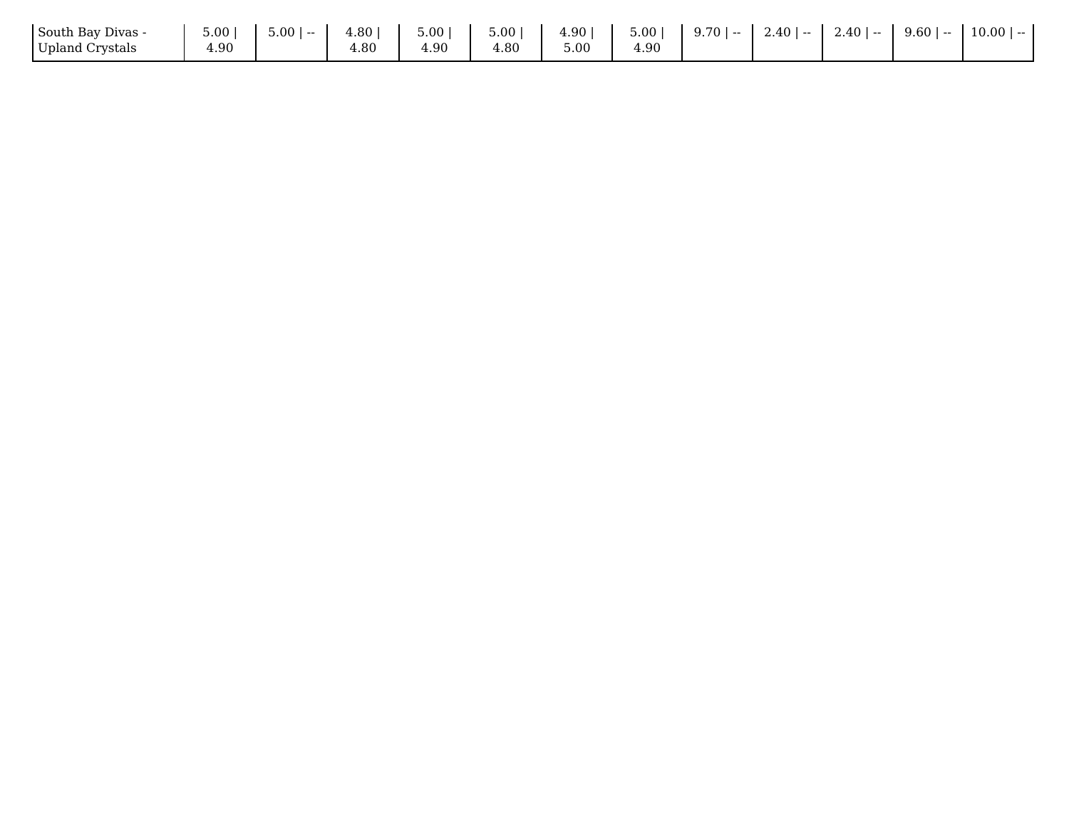| | | | | | | | | | | | |
|---|---|---|---|---|---|---|---|---|---|---|---|
| South Bay Divas - Upland Crystals | 5.00 \| 4.90 | 5.00 \| -- | 4.80 \| 4.80 | 5.00 \| 4.90 | 5.00 \| 4.80 | 4.90 \| 5.00 | 5.00 \| 4.90 | 9.70 \| -- | 2.40 \| -- | 2.40 \| -- | 9.60 \| -- | 10.00 \| -- |